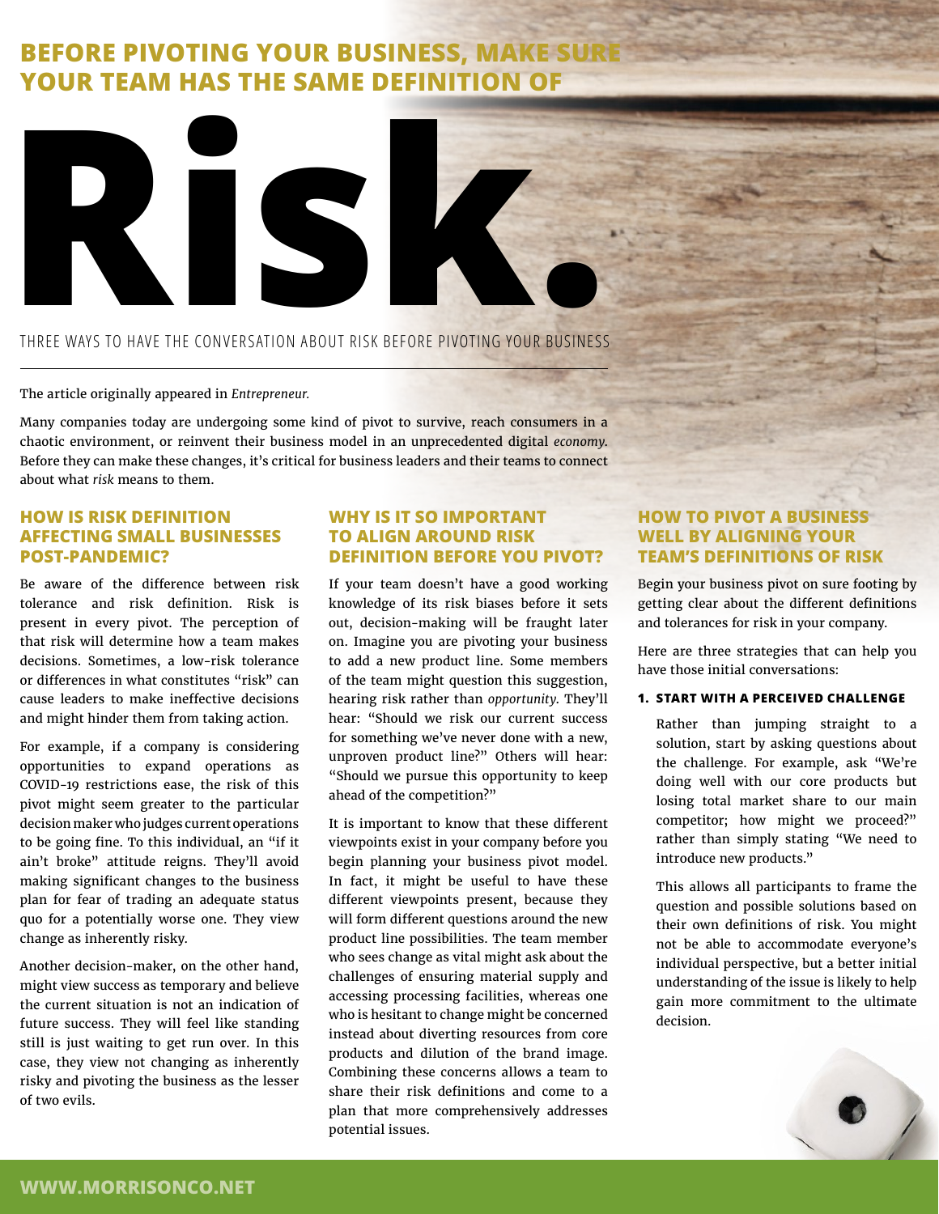# BEFORE PIVOTING YOUR BUSINESS, MAKE SURE YOUR TEAM HAS THE SAME DEFINITION OF Risk.

THREE WAYS TO HAVE THE CONVERSATION ABOUT RISK BEFORE PIVOTING YOUR BUSINESS

The article originally appeared in *Entrepreneur.*

Many companies today are undergoing some kind of pivot to survive, reach consumers in a chaotic environment, or reinvent their business model in an unprecedented digital *economy*. Before they can make these changes, it's critical for business leaders and their teams to connect about what *risk* means to them.

## HOW IS RISK DEFINITION AFFECTING SMALL BUSINESSES POST-PANDEMIC?

Be aware of the difference between risk tolerance and risk definition. Risk is present in every pivot. The perception of that risk will determine how a team makes decisions. Sometimes, a low-risk tolerance or differences in what constitutes "risk" can cause leaders to make ineffective decisions and might hinder them from taking action.

For example, if a company is considering opportunities to expand operations as COVID-19 restrictions ease, the risk of this pivot might seem greater to the particular decision maker who judges current operations to be going fine. To this individual, an "if it ain't broke" attitude reigns. They'll avoid making significant changes to the business plan for fear of trading an adequate status quo for a potentially worse one. They view change as inherently risky.

Another decision-maker, on the other hand, might view success as temporary and believe the current situation is not an indication of future success. They will feel like standing still is just waiting to get run over. In this case, they view not changing as inherently risky and pivoting the business as the lesser of two evils.

## WHY IS IT SO IMPORTANT TO ALIGN AROUND RISK DEFINITION BEFORE YOU PIVOT?

If your team doesn't have a good working knowledge of its risk biases before it sets out, decision-making will be fraught later on. Imagine you are pivoting your business to add a new product line. Some members of the team might question this suggestion, hearing risk rather than *opportunity*. They'll hear: "Should we risk our current success for something we've never done with a new, unproven product line?" Others will hear: "Should we pursue this opportunity to keep ahead of the competition?"

It is important to know that these different viewpoints exist in your company before you begin planning your business pivot model. In fact, it might be useful to have these different viewpoints present, because they will form different questions around the new product line possibilities. The team member who sees change as vital might ask about the challenges of ensuring material supply and accessing processing facilities, whereas one who is hesitant to change might be concerned instead about diverting resources from core products and dilution of the brand image. Combining these concerns allows a team to share their risk definitions and come to a plan that more comprehensively addresses potential issues.

## HOW TO PIVOT A BUSINESS WELL BY ALIGNING YOUR TEAM'S DEFINITIONS OF RISK

Begin your business pivot on sure footing by getting clear about the different definitions and tolerances for risk in your company.

Here are three strategies that can help you have those initial conversations:

### 1. START WITH A PERCEIVED CHALLENGE

Rather than jumping straight to a solution, start by asking questions about the challenge. For example, ask "We're doing well with our core products but losing total market share to our main competitor; how might we proceed?" rather than simply stating "We need to introduce new products."

This allows all participants to frame the question and possible solutions based on their own definitions of risk. You might not be able to accommodate everyone's individual perspective, but a better initial understanding of the issue is likely to help gain more commitment to the ultimate decision.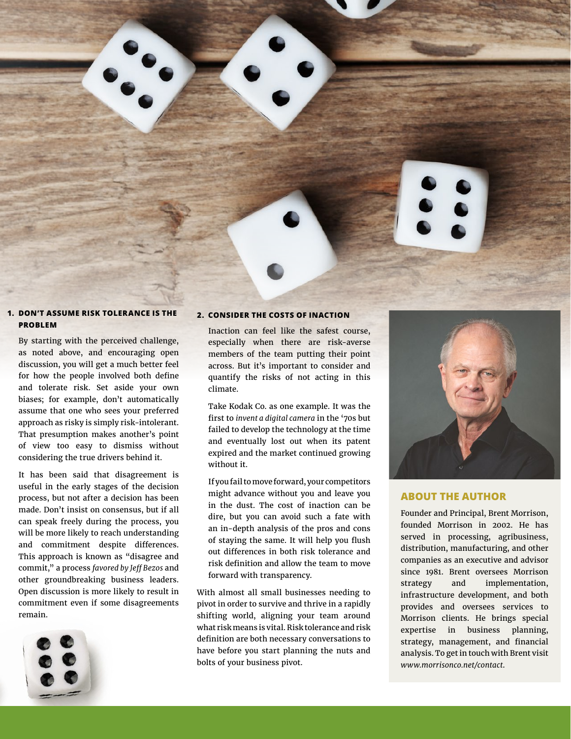### 1. DON'T ASSUME RISK TOLERANCE IS THE PROBLEM

By starting with the perceived challenge, as noted above, and encouraging open discussion, you will get a much better feel for how the people involved both define and tolerate risk. Set aside your own biases; for example, don't automatically assume that one who sees your preferred approach as risky is simply risk-intolerant. That presumption makes another's point of view too easy to dismiss without considering the true drivers behind it.

It has been said that disagreement is useful in the early stages of the decision process, but not after a decision has been made. Don't insist on consensus, but if all can speak freely during the process, you will be more likely to reach understanding and commitment despite differences. This approach is known as "disagree and commit," a process *favored by Jeff Bezos* and other groundbreaking business leaders. Open discussion is more likely to result in commitment even if some disagreements remain.

### 2. CONSIDER THE COSTS OF INACTION

Inaction can feel like the safest course, especially when there are risk-averse members of the team putting their point across. But it's important to consider and quantify the risks of not acting in this climate.

Take Kodak Co. as one example. It was the first to *invent a digital camera* in the '70s but failed to develop the technology at the time and eventually lost out when its patent expired and the market continued growing without it.

If you fail to move forward, your competitors might advance without you and leave you in the dust. The cost of inaction can be dire, but you can avoid such a fate with an in-depth analysis of the pros and cons of staying the same. It will help you flush out differences in both risk tolerance and risk definition and allow the team to move forward with transparency.

With almost all small businesses needing to pivot in order to survive and thrive in a rapidly shifting world, aligning your team around what risk means is vital. Risk tolerance and risk definition are both necessary conversations to have before you start planning the nuts and bolts of your business pivot.

## ABOUT THE AUTHOR

Founder and Principal, Brent Morrison, founded Morrison in 2002. He has served in processing, agribusiness, distribution, manufacturing, and other companies as an executive and advisor since 1981. Brent oversees Morrison strategy and implementation, infrastructure development, and both provides and oversees services to Morrison clients. He brings special expertise in business planning, strategy, management, and financial analysis. To get in touch with Brent visit *www.morrisonco.net/contact.*